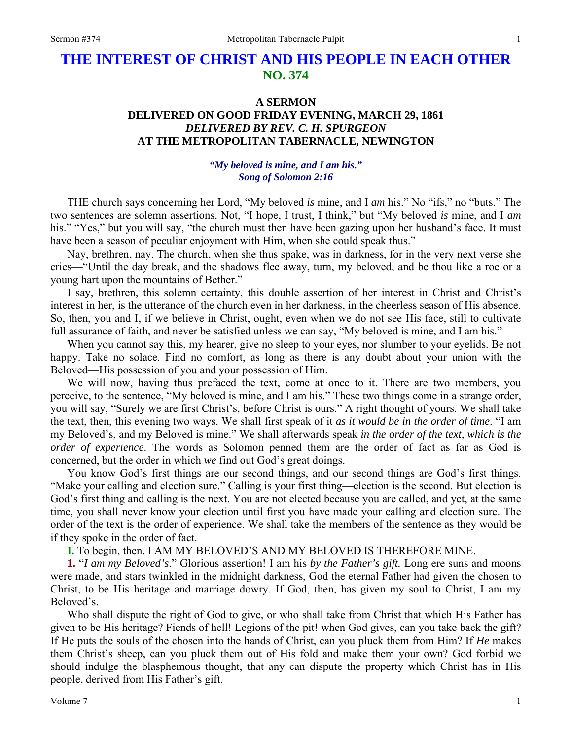# THE INTEREST OF CHRIST AND HIS PEOPLE IN EACH OTHER
## NO. 374

### A SERMON
### DELIVERED ON GOOD FRIDAY EVENING, MARCH 29, 1861
### *DELIVERED BY REV. C. H. SPURGEON*
### AT THE METROPOLITAN TABERNACLE, NEWINGTON

***"My beloved is mine, and I am his."***
***Song of Solomon 2:16***

THE church says concerning her Lord, "My beloved *is* mine, and I *am* his." No "ifs," no "buts." The two sentences are solemn assertions. Not, "I hope, I trust, I think," but "My beloved *is* mine, and I *am* his." "Yes," but you will say, "the church must then have been gazing upon her husband's face. It must have been a season of peculiar enjoyment with Him, when she could speak thus."

Nay, brethren, nay. The church, when she thus spake, was in darkness, for in the very next verse she cries—"Until the day break, and the shadows flee away, turn, my beloved, and be thou like a roe or a young hart upon the mountains of Bether."

I say, brethren, this solemn certainty, this double assertion of her interest in Christ and Christ's interest in her, is the utterance of the church even in her darkness, in the cheerless season of His absence. So, then, you and I, if we believe in Christ, ought, even when we do not see His face, still to cultivate full assurance of faith, and never be satisfied unless we can say, "My beloved is mine, and I am his."

When you cannot say this, my hearer, give no sleep to your eyes, nor slumber to your eyelids. Be not happy. Take no solace. Find no comfort, as long as there is any doubt about your union with the Beloved—His possession of you and your possession of Him.

We will now, having thus prefaced the text, come at once to it. There are two members, you perceive, to the sentence, "My beloved is mine, and I am his." These two things come in a strange order, you will say, "Surely we are first Christ's, before Christ is ours." A right thought of yours. We shall take the text, then, this evening two ways. We shall first speak of it *as it would be in the order of time*. "I am my Beloved's, and my Beloved is mine." We shall afterwards speak *in the order of the text, which is the order of experience*. The words as Solomon penned them are the order of fact as far as God is concerned, but the order in which *we* find out God's great doings.

You know God's first things are our second things, and our second things are God's first things. "Make your calling and election sure." Calling is your first thing—election is the second. But election is God's first thing and calling is the next. You are not elected because you are called, and yet, at the same time, you shall never know your election until first you have made your calling and election sure. The order of the text is the order of experience. We shall take the members of the sentence as they would be if they spoke in the order of fact.

**I.** To begin, then. I AM MY BELOVED'S AND MY BELOVED IS THEREFORE MINE.

**1.** "*I am my Beloved's*." Glorious assertion! I am his *by the Father's gift.* Long ere suns and moons were made, and stars twinkled in the midnight darkness, God the eternal Father had given the chosen to Christ, to be His heritage and marriage dowry. If God, then, has given my soul to Christ, I am my Beloved's.

Who shall dispute the right of God to give, or who shall take from Christ that which His Father has given to be His heritage? Fiends of hell! Legions of the pit! when God gives, can you take back the gift? If He puts the souls of the chosen into the hands of Christ, can you pluck them from Him? If *He* makes them Christ's sheep, can you pluck them out of His fold and make them your own? God forbid we should indulge the blasphemous thought, that any can dispute the property which Christ has in His people, derived from His Father's gift.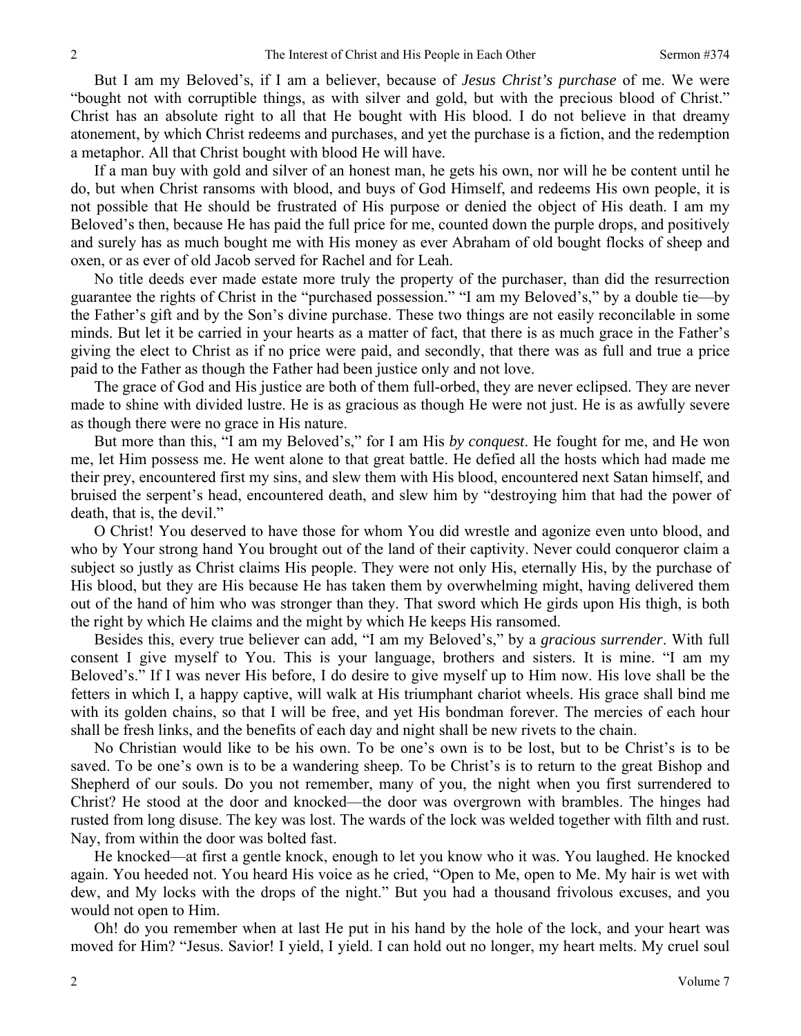But I am my Beloved's, if I am a believer, because of *Jesus Christ's purchase* of me. We were "bought not with corruptible things, as with silver and gold, but with the precious blood of Christ." Christ has an absolute right to all that He bought with His blood. I do not believe in that dreamy atonement, by which Christ redeems and purchases, and yet the purchase is a fiction, and the redemption a metaphor. All that Christ bought with blood He will have.

If a man buy with gold and silver of an honest man, he gets his own, nor will he be content until he do, but when Christ ransoms with blood, and buys of God Himself, and redeems His own people, it is not possible that He should be frustrated of His purpose or denied the object of His death. I am my Beloved's then, because He has paid the full price for me, counted down the purple drops, and positively and surely has as much bought me with His money as ever Abraham of old bought flocks of sheep and oxen, or as ever of old Jacob served for Rachel and for Leah.

No title deeds ever made estate more truly the property of the purchaser, than did the resurrection guarantee the rights of Christ in the "purchased possession." "I am my Beloved's," by a double tie—by the Father's gift and by the Son's divine purchase. These two things are not easily reconcilable in some minds. But let it be carried in your hearts as a matter of fact, that there is as much grace in the Father's giving the elect to Christ as if no price were paid, and secondly, that there was as full and true a price paid to the Father as though the Father had been justice only and not love.

The grace of God and His justice are both of them full-orbed, they are never eclipsed. They are never made to shine with divided lustre. He is as gracious as though He were not just. He is as awfully severe as though there were no grace in His nature.

But more than this, "I am my Beloved's," for I am His *by conquest*. He fought for me, and He won me, let Him possess me. He went alone to that great battle. He defied all the hosts which had made me their prey, encountered first my sins, and slew them with His blood, encountered next Satan himself, and bruised the serpent's head, encountered death, and slew him by "destroying him that had the power of death, that is, the devil."

O Christ! You deserved to have those for whom You did wrestle and agonize even unto blood, and who by Your strong hand You brought out of the land of their captivity. Never could conqueror claim a subject so justly as Christ claims His people. They were not only His, eternally His, by the purchase of His blood, but they are His because He has taken them by overwhelming might, having delivered them out of the hand of him who was stronger than they. That sword which He girds upon His thigh, is both the right by which He claims and the might by which He keeps His ransomed.

Besides this, every true believer can add, "I am my Beloved's," by a *gracious surrender*. With full consent I give myself to You. This is your language, brothers and sisters. It is mine. "I am my Beloved's." If I was never His before, I do desire to give myself up to Him now. His love shall be the fetters in which I, a happy captive, will walk at His triumphant chariot wheels. His grace shall bind me with its golden chains, so that I will be free, and yet His bondman forever. The mercies of each hour shall be fresh links, and the benefits of each day and night shall be new rivets to the chain.

No Christian would like to be his own. To be one's own is to be lost, but to be Christ's is to be saved. To be one's own is to be a wandering sheep. To be Christ's is to return to the great Bishop and Shepherd of our souls. Do you not remember, many of you, the night when you first surrendered to Christ? He stood at the door and knocked—the door was overgrown with brambles. The hinges had rusted from long disuse. The key was lost. The wards of the lock was welded together with filth and rust. Nay, from within the door was bolted fast.

He knocked—at first a gentle knock, enough to let you know who it was. You laughed. He knocked again. You heeded not. You heard His voice as he cried, "Open to Me, open to Me. My hair is wet with dew, and My locks with the drops of the night." But you had a thousand frivolous excuses, and you would not open to Him.

Oh! do you remember when at last He put in his hand by the hole of the lock, and your heart was moved for Him? "Jesus. Savior! I yield, I yield. I can hold out no longer, my heart melts. My cruel soul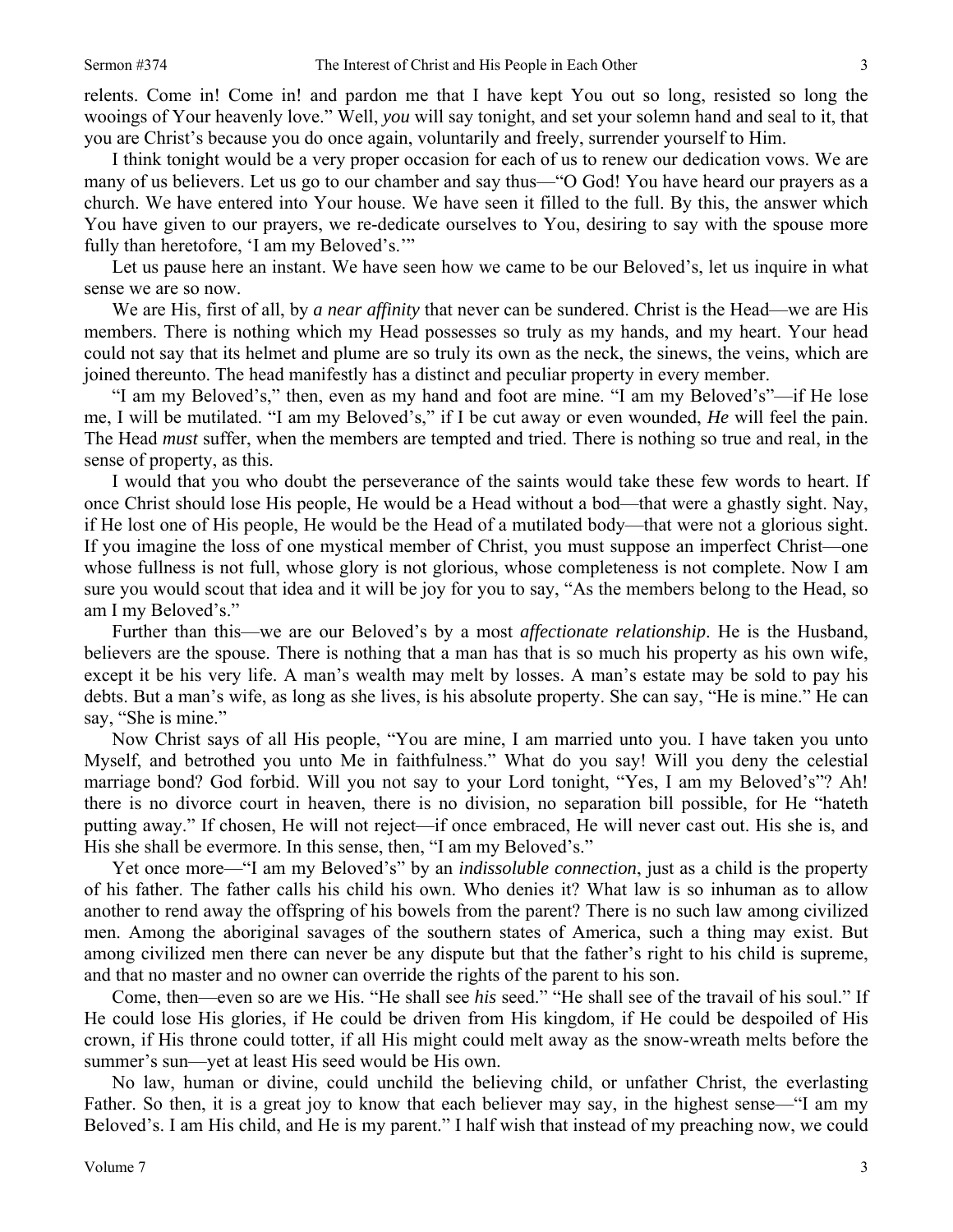relents. Come in! Come in! and pardon me that I have kept You out so long, resisted so long the wooings of Your heavenly love." Well, *you* will say tonight, and set your solemn hand and seal to it, that you are Christ's because you do once again, voluntarily and freely, surrender yourself to Him.

I think tonight would be a very proper occasion for each of us to renew our dedication vows. We are many of us believers. Let us go to our chamber and say thus—"O God! You have heard our prayers as a church. We have entered into Your house. We have seen it filled to the full. By this, the answer which You have given to our prayers, we re-dedicate ourselves to You, desiring to say with the spouse more fully than heretofore, 'I am my Beloved's.'"

Let us pause here an instant. We have seen how we came to be our Beloved's, let us inquire in what sense we are so now.

We are His, first of all, by *a near affinity* that never can be sundered. Christ is the Head—we are His members. There is nothing which my Head possesses so truly as my hands, and my heart. Your head could not say that its helmet and plume are so truly its own as the neck, the sinews, the veins, which are joined thereunto. The head manifestly has a distinct and peculiar property in every member.

"I am my Beloved's," then, even as my hand and foot are mine. "I am my Beloved's"—if He lose me, I will be mutilated. "I am my Beloved's," if I be cut away or even wounded, *He* will feel the pain. The Head *must* suffer, when the members are tempted and tried. There is nothing so true and real, in the sense of property, as this.

I would that you who doubt the perseverance of the saints would take these few words to heart. If once Christ should lose His people, He would be a Head without a bod—that were a ghastly sight. Nay, if He lost one of His people, He would be the Head of a mutilated body—that were not a glorious sight. If you imagine the loss of one mystical member of Christ, you must suppose an imperfect Christ—one whose fullness is not full, whose glory is not glorious, whose completeness is not complete. Now I am sure you would scout that idea and it will be joy for you to say, "As the members belong to the Head, so am I my Beloved's."

Further than this—we are our Beloved's by a most *affectionate relationship*. He is the Husband, believers are the spouse. There is nothing that a man has that is so much his property as his own wife, except it be his very life. A man's wealth may melt by losses. A man's estate may be sold to pay his debts. But a man's wife, as long as she lives, is his absolute property. She can say, "He is mine." He can say, "She is mine."

Now Christ says of all His people, "You are mine, I am married unto you. I have taken you unto Myself, and betrothed you unto Me in faithfulness." What do you say! Will you deny the celestial marriage bond? God forbid. Will you not say to your Lord tonight, "Yes, I am my Beloved's"? Ah! there is no divorce court in heaven, there is no division, no separation bill possible, for He "hateth putting away." If chosen, He will not reject—if once embraced, He will never cast out. His she is, and His she shall be evermore. In this sense, then, "I am my Beloved's."

Yet once more—"I am my Beloved's" by an *indissoluble connection*, just as a child is the property of his father. The father calls his child his own. Who denies it? What law is so inhuman as to allow another to rend away the offspring of his bowels from the parent? There is no such law among civilized men. Among the aboriginal savages of the southern states of America, such a thing may exist. But among civilized men there can never be any dispute but that the father's right to his child is supreme, and that no master and no owner can override the rights of the parent to his son.

Come, then—even so are we His. "He shall see *his* seed." "He shall see of the travail of his soul." If He could lose His glories, if He could be driven from His kingdom, if He could be despoiled of His crown, if His throne could totter, if all His might could melt away as the snow-wreath melts before the summer's sun—yet at least His seed would be His own.

No law, human or divine, could unchild the believing child, or unfather Christ, the everlasting Father. So then, it is a great joy to know that each believer may say, in the highest sense—"I am my Beloved's. I am His child, and He is my parent." I half wish that instead of my preaching now, we could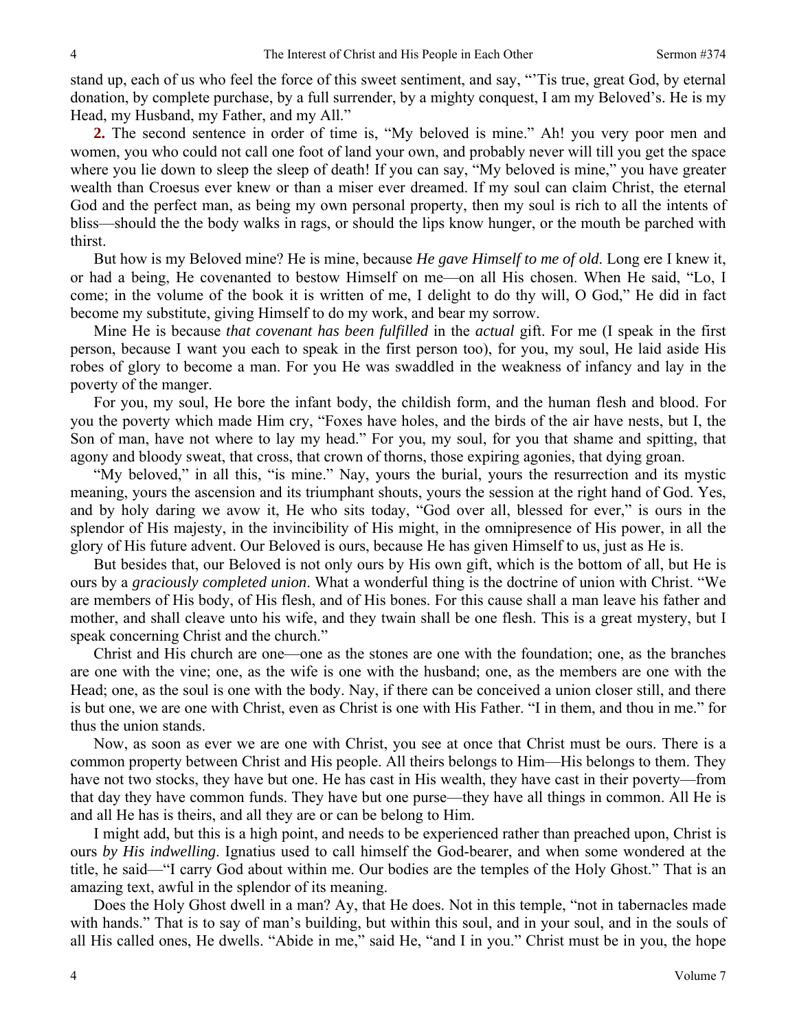stand up, each of us who feel the force of this sweet sentiment, and say, "'Tis true, great God, by eternal donation, by complete purchase, by a full surrender, by a mighty conquest, I am my Beloved's. He is my Head, my Husband, my Father, and my All."

**2.** The second sentence in order of time is, "My beloved is mine." Ah! you very poor men and women, you who could not call one foot of land your own, and probably never will till you get the space where you lie down to sleep the sleep of death! If you can say, "My beloved is mine," you have greater wealth than Croesus ever knew or than a miser ever dreamed. If my soul can claim Christ, the eternal God and the perfect man, as being my own personal property, then my soul is rich to all the intents of bliss—should the the body walks in rags, or should the lips know hunger, or the mouth be parched with thirst.

But how is my Beloved mine? He is mine, because *He gave Himself to me of old*. Long ere I knew it, or had a being, He covenanted to bestow Himself on me—on all His chosen. When He said, "Lo, I come; in the volume of the book it is written of me, I delight to do thy will, O God," He did in fact become my substitute, giving Himself to do my work, and bear my sorrow.

Mine He is because *that covenant has been fulfilled* in the *actual* gift. For me (I speak in the first person, because I want you each to speak in the first person too), for you, my soul, He laid aside His robes of glory to become a man. For you He was swaddled in the weakness of infancy and lay in the poverty of the manger.

For you, my soul, He bore the infant body, the childish form, and the human flesh and blood. For you the poverty which made Him cry, "Foxes have holes, and the birds of the air have nests, but I, the Son of man, have not where to lay my head." For you, my soul, for you that shame and spitting, that agony and bloody sweat, that cross, that crown of thorns, those expiring agonies, that dying groan.

"My beloved," in all this, "is mine." Nay, yours the burial, yours the resurrection and its mystic meaning, yours the ascension and its triumphant shouts, yours the session at the right hand of God. Yes, and by holy daring we avow it, He who sits today, "God over all, blessed for ever," is ours in the splendor of His majesty, in the invincibility of His might, in the omnipresence of His power, in all the glory of His future advent. Our Beloved is ours, because He has given Himself to us, just as He is.

But besides that, our Beloved is not only ours by His own gift, which is the bottom of all, but He is ours by a *graciously completed union*. What a wonderful thing is the doctrine of union with Christ. "We are members of His body, of His flesh, and of His bones. For this cause shall a man leave his father and mother, and shall cleave unto his wife, and they twain shall be one flesh. This is a great mystery, but I speak concerning Christ and the church."

Christ and His church are one—one as the stones are one with the foundation; one, as the branches are one with the vine; one, as the wife is one with the husband; one, as the members are one with the Head; one, as the soul is one with the body. Nay, if there can be conceived a union closer still, and there is but one, we are one with Christ, even as Christ is one with His Father. "I in them, and thou in me." for thus the union stands.

Now, as soon as ever we are one with Christ, you see at once that Christ must be ours. There is a common property between Christ and His people. All theirs belongs to Him—His belongs to them. They have not two stocks, they have but one. He has cast in His wealth, they have cast in their poverty—from that day they have common funds. They have but one purse—they have all things in common. All He is and all He has is theirs, and all they are or can be belong to Him.

I might add, but this is a high point, and needs to be experienced rather than preached upon, Christ is ours *by His indwelling*. Ignatius used to call himself the God-bearer, and when some wondered at the title, he said—"I carry God about within me. Our bodies are the temples of the Holy Ghost." That is an amazing text, awful in the splendor of its meaning.

Does the Holy Ghost dwell in a man? Ay, that He does. Not in this temple, "not in tabernacles made with hands." That is to say of man's building, but within this soul, and in your soul, and in the souls of all His called ones, He dwells. "Abide in me," said He, "and I in you." Christ must be in you, the hope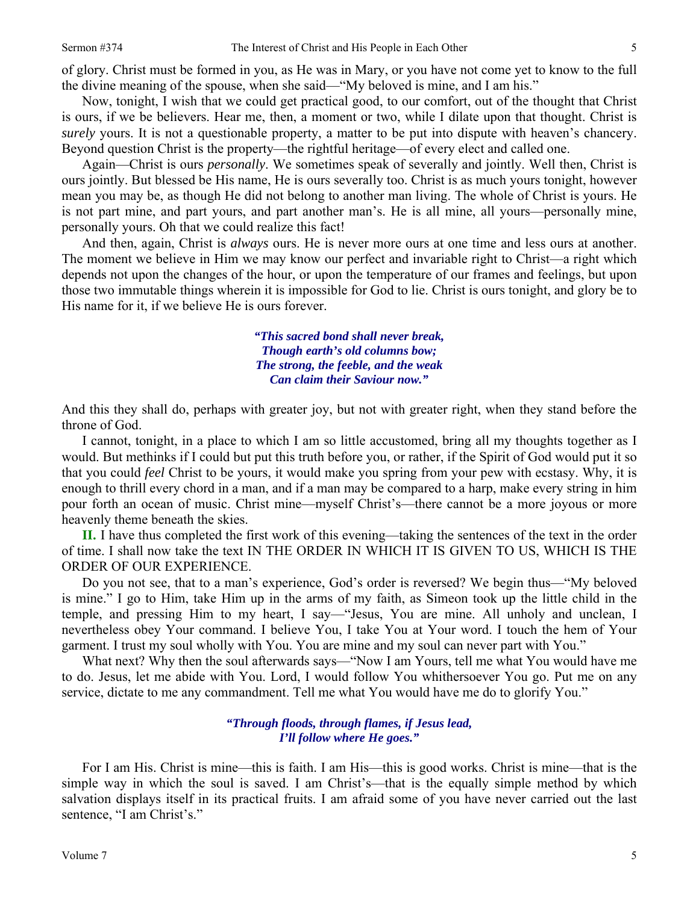of glory. Christ must be formed in you, as He was in Mary, or you have not come yet to know to the full the divine meaning of the spouse, when she said—"My beloved is mine, and I am his."

Now, tonight, I wish that we could get practical good, to our comfort, out of the thought that Christ is ours, if we be believers. Hear me, then, a moment or two, while I dilate upon that thought. Christ is *surely* yours. It is not a questionable property, a matter to be put into dispute with heaven's chancery. Beyond question Christ is the property—the rightful heritage—of every elect and called one.

Again—Christ is ours *personally*. We sometimes speak of severally and jointly. Well then, Christ is ours jointly. But blessed be His name, He is ours severally too. Christ is as much yours tonight, however mean you may be, as though He did not belong to another man living. The whole of Christ is yours. He is not part mine, and part yours, and part another man's. He is all mine, all yours—personally mine, personally yours. Oh that we could realize this fact!

And then, again, Christ is *always* ours. He is never more ours at one time and less ours at another. The moment we believe in Him we may know our perfect and invariable right to Christ—a right which depends not upon the changes of the hour, or upon the temperature of our frames and feelings, but upon those two immutable things wherein it is impossible for God to lie. Christ is ours tonight, and glory be to His name for it, if we believe He is ours forever.

> ***"This sacred bond shall never break,***
> ***Though earth's old columns bow;***
> ***The strong, the feeble, and the weak***
> ***Can claim their Saviour now."***

And this they shall do, perhaps with greater joy, but not with greater right, when they stand before the throne of God.

I cannot, tonight, in a place to which I am so little accustomed, bring all my thoughts together as I would. But methinks if I could but put this truth before you, or rather, if the Spirit of God would put it so that you could *feel* Christ to be yours, it would make you spring from your pew with ecstasy. Why, it is enough to thrill every chord in a man, and if a man may be compared to a harp, make every string in him pour forth an ocean of music. Christ mine—myself Christ's—there cannot be a more joyous or more heavenly theme beneath the skies.

**II.** I have thus completed the first work of this evening—taking the sentences of the text in the order of time. I shall now take the text IN THE ORDER IN WHICH IT IS GIVEN TO US, WHICH IS THE ORDER OF OUR EXPERIENCE.

Do you not see, that to a man's experience, God's order is reversed? We begin thus—"My beloved is mine." I go to Him, take Him up in the arms of my faith, as Simeon took up the little child in the temple, and pressing Him to my heart, I say—"Jesus, You are mine. All unholy and unclean, I nevertheless obey Your command. I believe You, I take You at Your word. I touch the hem of Your garment. I trust my soul wholly with You. You are mine and my soul can never part with You."

What next? Why then the soul afterwards says—"Now I am Yours, tell me what You would have me to do. Jesus, let me abide with You. Lord, I would follow You whithersoever You go. Put me on any service, dictate to me any commandment. Tell me what You would have me do to glorify You."

> ***"Through floods, through flames, if Jesus lead,***
> ***I'll follow where He goes."***

For I am His. Christ is mine—this is faith. I am His—this is good works. Christ is mine—that is the simple way in which the soul is saved. I am Christ's—that is the equally simple method by which salvation displays itself in its practical fruits. I am afraid some of you have never carried out the last sentence, "I am Christ's."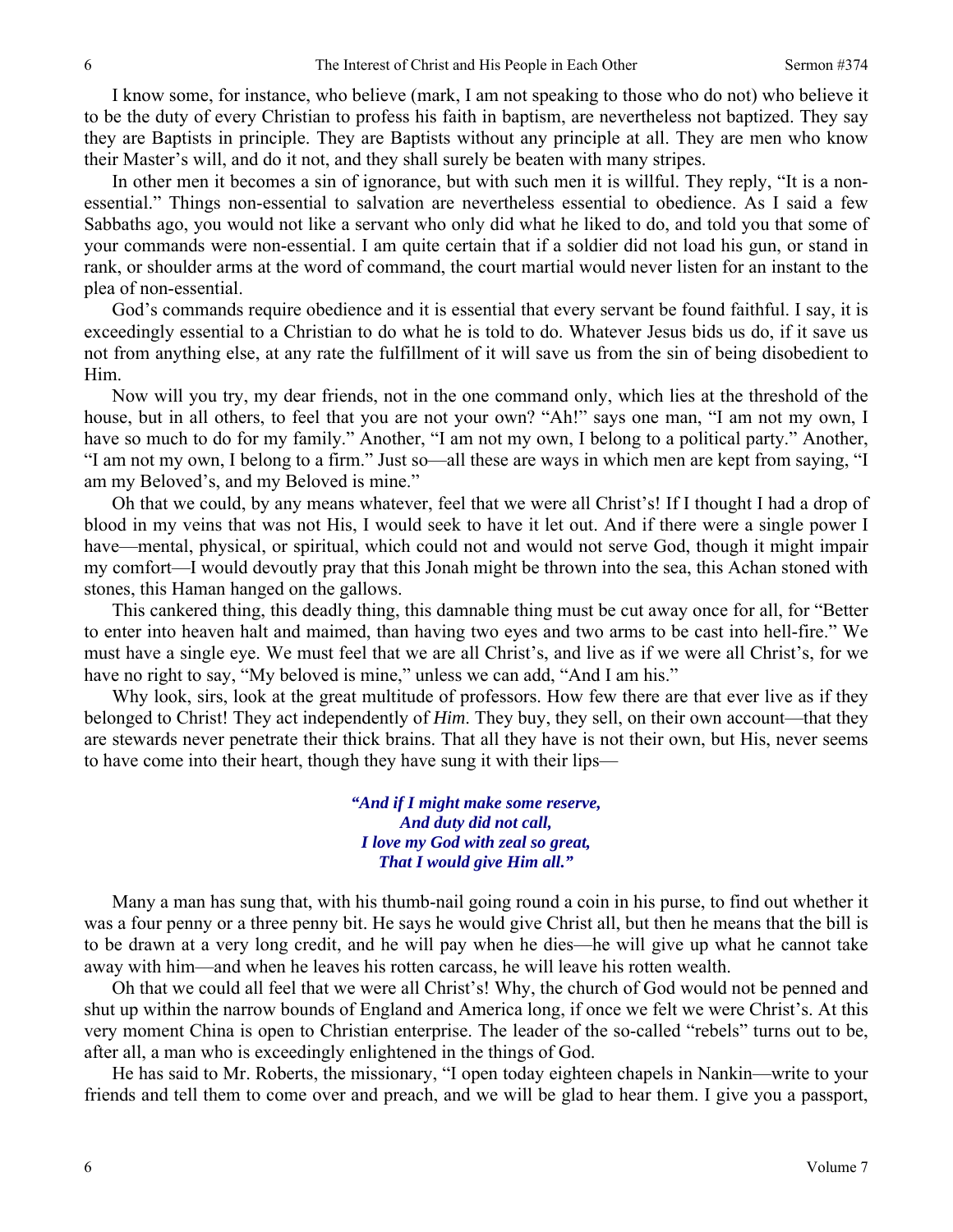I know some, for instance, who believe (mark, I am not speaking to those who do not) who believe it to be the duty of every Christian to profess his faith in baptism, are nevertheless not baptized. They say they are Baptists in principle. They are Baptists without any principle at all. They are men who know their Master's will, and do it not, and they shall surely be beaten with many stripes.

In other men it becomes a sin of ignorance, but with such men it is willful. They reply, "It is a non-essential." Things non-essential to salvation are nevertheless essential to obedience. As I said a few Sabbaths ago, you would not like a servant who only did what he liked to do, and told you that some of your commands were non-essential. I am quite certain that if a soldier did not load his gun, or stand in rank, or shoulder arms at the word of command, the court martial would never listen for an instant to the plea of non-essential.

God's commands require obedience and it is essential that every servant be found faithful. I say, it is exceedingly essential to a Christian to do what he is told to do. Whatever Jesus bids us do, if it save us not from anything else, at any rate the fulfillment of it will save us from the sin of being disobedient to Him.

Now will you try, my dear friends, not in the one command only, which lies at the threshold of the house, but in all others, to feel that you are not your own? "Ah!" says one man, "I am not my own, I have so much to do for my family." Another, "I am not my own, I belong to a political party." Another, "I am not my own, I belong to a firm." Just so—all these are ways in which men are kept from saying, "I am my Beloved's, and my Beloved is mine."

Oh that we could, by any means whatever, feel that we were all Christ's! If I thought I had a drop of blood in my veins that was not His, I would seek to have it let out. And if there were a single power I have—mental, physical, or spiritual, which could not and would not serve God, though it might impair my comfort—I would devoutly pray that this Jonah might be thrown into the sea, this Achan stoned with stones, this Haman hanged on the gallows.

This cankered thing, this deadly thing, this damnable thing must be cut away once for all, for "Better to enter into heaven halt and maimed, than having two eyes and two arms to be cast into hell-fire." We must have a single eye. We must feel that we are all Christ's, and live as if we were all Christ's, for we have no right to say, "My beloved is mine," unless we can add, "And I am his."

Why look, sirs, look at the great multitude of professors. How few there are that ever live as if they belonged to Christ! They act independently of *Him*. They buy, they sell, on their own account—that they are stewards never penetrate their thick brains. That all they have is not their own, but His, never seems to have come into their heart, though they have sung it with their lips—

> *"And if I might make some reserve,*
> *And duty did not call,*
> *I love my God with zeal so great,*
> *That I would give Him all."*

Many a man has sung that, with his thumb-nail going round a coin in his purse, to find out whether it was a four penny or a three penny bit. He says he would give Christ all, but then he means that the bill is to be drawn at a very long credit, and he will pay when he dies—he will give up what he cannot take away with him—and when he leaves his rotten carcass, he will leave his rotten wealth.

Oh that we could all feel that we were all Christ's! Why, the church of God would not be penned and shut up within the narrow bounds of England and America long, if once we felt we were Christ's. At this very moment China is open to Christian enterprise. The leader of the so-called "rebels" turns out to be, after all, a man who is exceedingly enlightened in the things of God.

He has said to Mr. Roberts, the missionary, "I open today eighteen chapels in Nankin—write to your friends and tell them to come over and preach, and we will be glad to hear them. I give you a passport,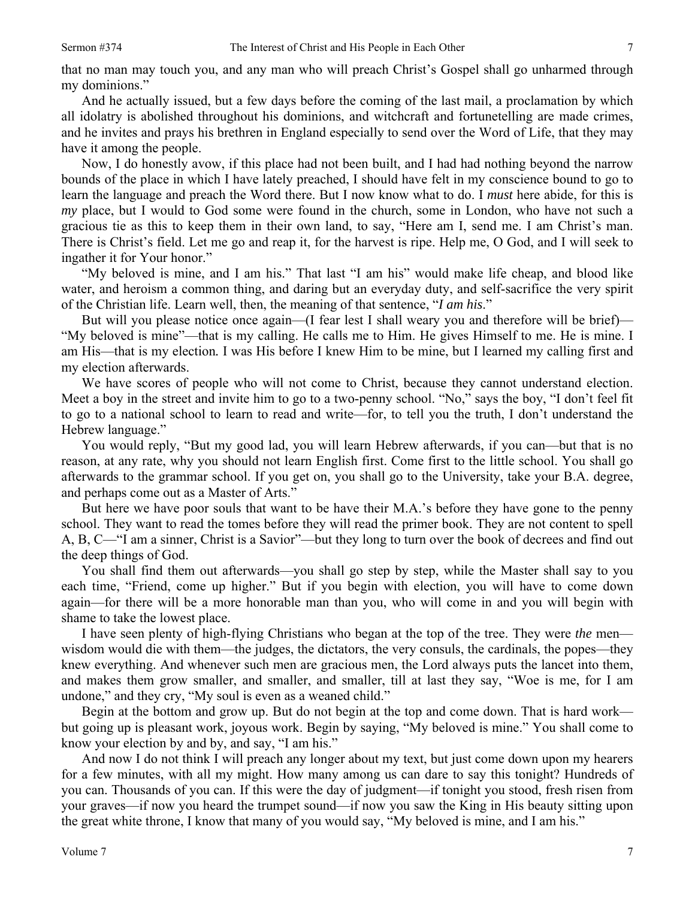that no man may touch you, and any man who will preach Christ's Gospel shall go unharmed through my dominions."

And he actually issued, but a few days before the coming of the last mail, a proclamation by which all idolatry is abolished throughout his dominions, and witchcraft and fortunetelling are made crimes, and he invites and prays his brethren in England especially to send over the Word of Life, that they may have it among the people.

Now, I do honestly avow, if this place had not been built, and I had had nothing beyond the narrow bounds of the place in which I have lately preached, I should have felt in my conscience bound to go to learn the language and preach the Word there. But I now know what to do. I *must* here abide, for this is *my* place, but I would to God some were found in the church, some in London, who have not such a gracious tie as this to keep them in their own land, to say, "Here am I, send me. I am Christ's man. There is Christ's field. Let me go and reap it, for the harvest is ripe. Help me, O God, and I will seek to ingather it for Your honor."

"My beloved is mine, and I am his." That last "I am his" would make life cheap, and blood like water, and heroism a common thing, and daring but an everyday duty, and self-sacrifice the very spirit of the Christian life. Learn well, then, the meaning of that sentence, "*I am his*."

But will you please notice once again—(I fear lest I shall weary you and therefore will be brief)—"My beloved is mine"—that is my calling. He calls me to Him. He gives Himself to me. He is mine. I am His—that is my election*.* I was His before I knew Him to be mine, but I learned my calling first and my election afterwards.

We have scores of people who will not come to Christ, because they cannot understand election. Meet a boy in the street and invite him to go to a two-penny school. "No," says the boy, "I don't feel fit to go to a national school to learn to read and write—for, to tell you the truth, I don't understand the Hebrew language."

You would reply, "But my good lad, you will learn Hebrew afterwards, if you can—but that is no reason, at any rate, why you should not learn English first. Come first to the little school. You shall go afterwards to the grammar school. If you get on, you shall go to the University, take your B.A. degree, and perhaps come out as a Master of Arts."

But here we have poor souls that want to be have their M.A.'s before they have gone to the penny school. They want to read the tomes before they will read the primer book. They are not content to spell A, B, C—"I am a sinner, Christ is a Savior"—but they long to turn over the book of decrees and find out the deep things of God.

You shall find them out afterwards—you shall go step by step, while the Master shall say to you each time, "Friend, come up higher." But if you begin with election, you will have to come down again—for there will be a more honorable man than you, who will come in and you will begin with shame to take the lowest place.

I have seen plenty of high-flying Christians who began at the top of the tree. They were *the* men—wisdom would die with them—the judges, the dictators, the very consuls, the cardinals, the popes—they knew everything. And whenever such men are gracious men, the Lord always puts the lancet into them, and makes them grow smaller, and smaller, and smaller, till at last they say, "Woe is me, for I am undone," and they cry, "My soul is even as a weaned child."

Begin at the bottom and grow up. But do not begin at the top and come down. That is hard work—but going up is pleasant work, joyous work. Begin by saying, "My beloved is mine." You shall come to know your election by and by, and say, "I am his."

And now I do not think I will preach any longer about my text, but just come down upon my hearers for a few minutes, with all my might. How many among us can dare to say this tonight? Hundreds of you can. Thousands of you can. If this were the day of judgment—if tonight you stood, fresh risen from your graves—if now you heard the trumpet sound—if now you saw the King in His beauty sitting upon the great white throne, I know that many of you would say, "My beloved is mine, and I am his."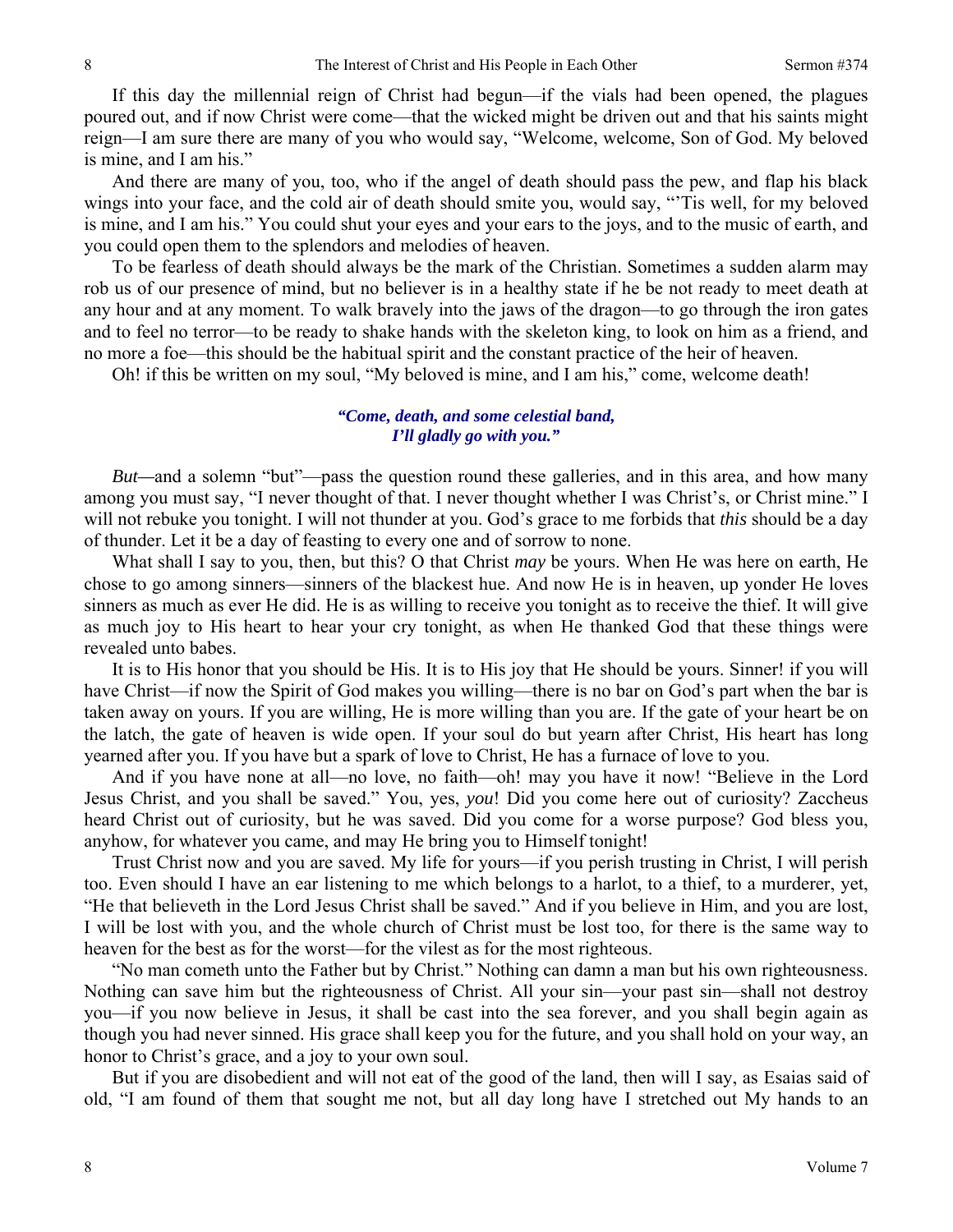If this day the millennial reign of Christ had begun—if the vials had been opened, the plagues poured out, and if now Christ were come—that the wicked might be driven out and that his saints might reign—I am sure there are many of you who would say, "Welcome, welcome, Son of God. My beloved is mine, and I am his."

And there are many of you, too, who if the angel of death should pass the pew, and flap his black wings into your face, and the cold air of death should smite you, would say, "'Tis well, for my beloved is mine, and I am his." You could shut your eyes and your ears to the joys, and to the music of earth, and you could open them to the splendors and melodies of heaven.

To be fearless of death should always be the mark of the Christian. Sometimes a sudden alarm may rob us of our presence of mind, but no believer is in a healthy state if he be not ready to meet death at any hour and at any moment. To walk bravely into the jaws of the dragon—to go through the iron gates and to feel no terror—to be ready to shake hands with the skeleton king, to look on him as a friend, and no more a foe—this should be the habitual spirit and the constant practice of the heir of heaven.

Oh! if this be written on my soul, "My beloved is mine, and I am his," come, welcome death!

> ***"Come, death, and some celestial band,***
> ***I'll gladly go with you."***

*But*—and a solemn "but"—pass the question round these galleries, and in this area, and how many among you must say, "I never thought of that. I never thought whether I was Christ's, or Christ mine." I will not rebuke you tonight. I will not thunder at you. God's grace to me forbids that *this* should be a day of thunder. Let it be a day of feasting to every one and of sorrow to none.

What shall I say to you, then, but this? O that Christ *may* be yours. When He was here on earth, He chose to go among sinners—sinners of the blackest hue. And now He is in heaven, up yonder He loves sinners as much as ever He did. He is as willing to receive you tonight as to receive the thief. It will give as much joy to His heart to hear your cry tonight, as when He thanked God that these things were revealed unto babes.

It is to His honor that you should be His. It is to His joy that He should be yours. Sinner! if you will have Christ—if now the Spirit of God makes you willing—there is no bar on God's part when the bar is taken away on yours. If you are willing, He is more willing than you are. If the gate of your heart be on the latch, the gate of heaven is wide open. If your soul do but yearn after Christ, His heart has long yearned after you. If you have but a spark of love to Christ, He has a furnace of love to you.

And if you have none at all—no love, no faith—oh! may you have it now! "Believe in the Lord Jesus Christ, and you shall be saved." You, yes, *you*! Did you come here out of curiosity? Zaccheus heard Christ out of curiosity, but he was saved. Did you come for a worse purpose? God bless you, anyhow, for whatever you came, and may He bring you to Himself tonight!

Trust Christ now and you are saved. My life for yours—if you perish trusting in Christ, I will perish too. Even should I have an ear listening to me which belongs to a harlot, to a thief, to a murderer, yet, "He that believeth in the Lord Jesus Christ shall be saved." And if you believe in Him, and you are lost, I will be lost with you, and the whole church of Christ must be lost too, for there is the same way to heaven for the best as for the worst—for the vilest as for the most righteous.

"No man cometh unto the Father but by Christ." Nothing can damn a man but his own righteousness. Nothing can save him but the righteousness of Christ. All your sin—your past sin—shall not destroy you—if you now believe in Jesus, it shall be cast into the sea forever, and you shall begin again as though you had never sinned. His grace shall keep you for the future, and you shall hold on your way, an honor to Christ's grace, and a joy to your own soul.

But if you are disobedient and will not eat of the good of the land, then will I say, as Esaias said of old, "I am found of them that sought me not, but all day long have I stretched out My hands to an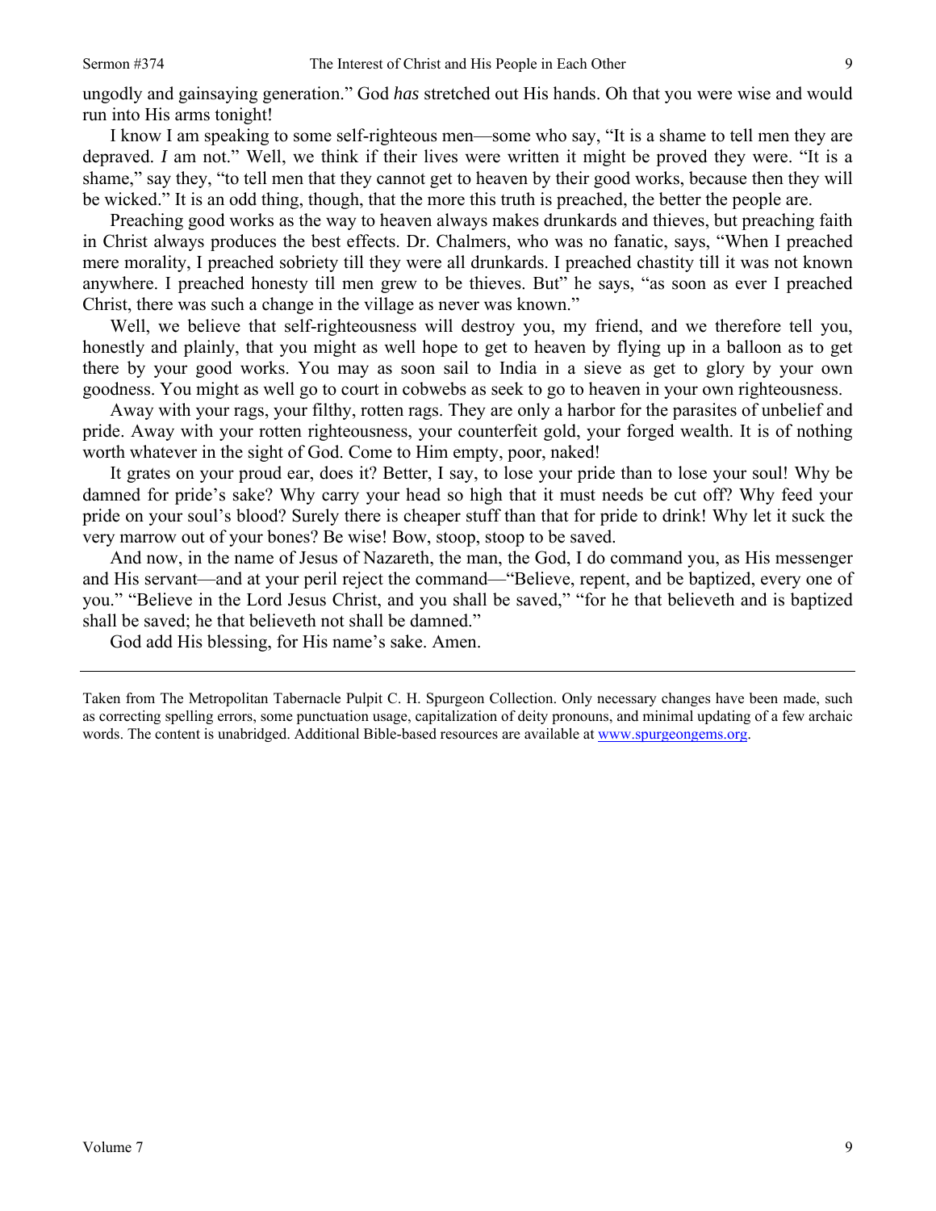ungodly and gainsaying generation." God *has* stretched out His hands. Oh that you were wise and would run into His arms tonight!

I know I am speaking to some self-righteous men—some who say, "It is a shame to tell men they are depraved. *I* am not." Well, we think if their lives were written it might be proved they were. "It is a shame," say they, "to tell men that they cannot get to heaven by their good works, because then they will be wicked." It is an odd thing, though, that the more this truth is preached, the better the people are.

Preaching good works as the way to heaven always makes drunkards and thieves, but preaching faith in Christ always produces the best effects. Dr. Chalmers, who was no fanatic, says, "When I preached mere morality, I preached sobriety till they were all drunkards. I preached chastity till it was not known anywhere. I preached honesty till men grew to be thieves. But" he says, "as soon as ever I preached Christ, there was such a change in the village as never was known."

Well, we believe that self-righteousness will destroy you, my friend, and we therefore tell you, honestly and plainly, that you might as well hope to get to heaven by flying up in a balloon as to get there by your good works. You may as soon sail to India in a sieve as get to glory by your own goodness. You might as well go to court in cobwebs as seek to go to heaven in your own righteousness.

Away with your rags, your filthy, rotten rags. They are only a harbor for the parasites of unbelief and pride. Away with your rotten righteousness, your counterfeit gold, your forged wealth. It is of nothing worth whatever in the sight of God. Come to Him empty, poor, naked!

It grates on your proud ear, does it? Better, I say, to lose your pride than to lose your soul! Why be damned for pride's sake? Why carry your head so high that it must needs be cut off? Why feed your pride on your soul's blood? Surely there is cheaper stuff than that for pride to drink! Why let it suck the very marrow out of your bones? Be wise! Bow, stoop, stoop to be saved.

And now, in the name of Jesus of Nazareth, the man, the God, I do command you, as His messenger and His servant—and at your peril reject the command—"Believe, repent, and be baptized, every one of you." "Believe in the Lord Jesus Christ, and you shall be saved," "for he that believeth and is baptized shall be saved; he that believeth not shall be damned."

God add His blessing, for His name's sake. Amen.

---

Taken from The Metropolitan Tabernacle Pulpit C. H. Spurgeon Collection. Only necessary changes have been made, such as correcting spelling errors, some punctuation usage, capitalization of deity pronouns, and minimal updating of a few archaic words. The content is unabridged. Additional Bible-based resources are available at www.spurgeongems.org.